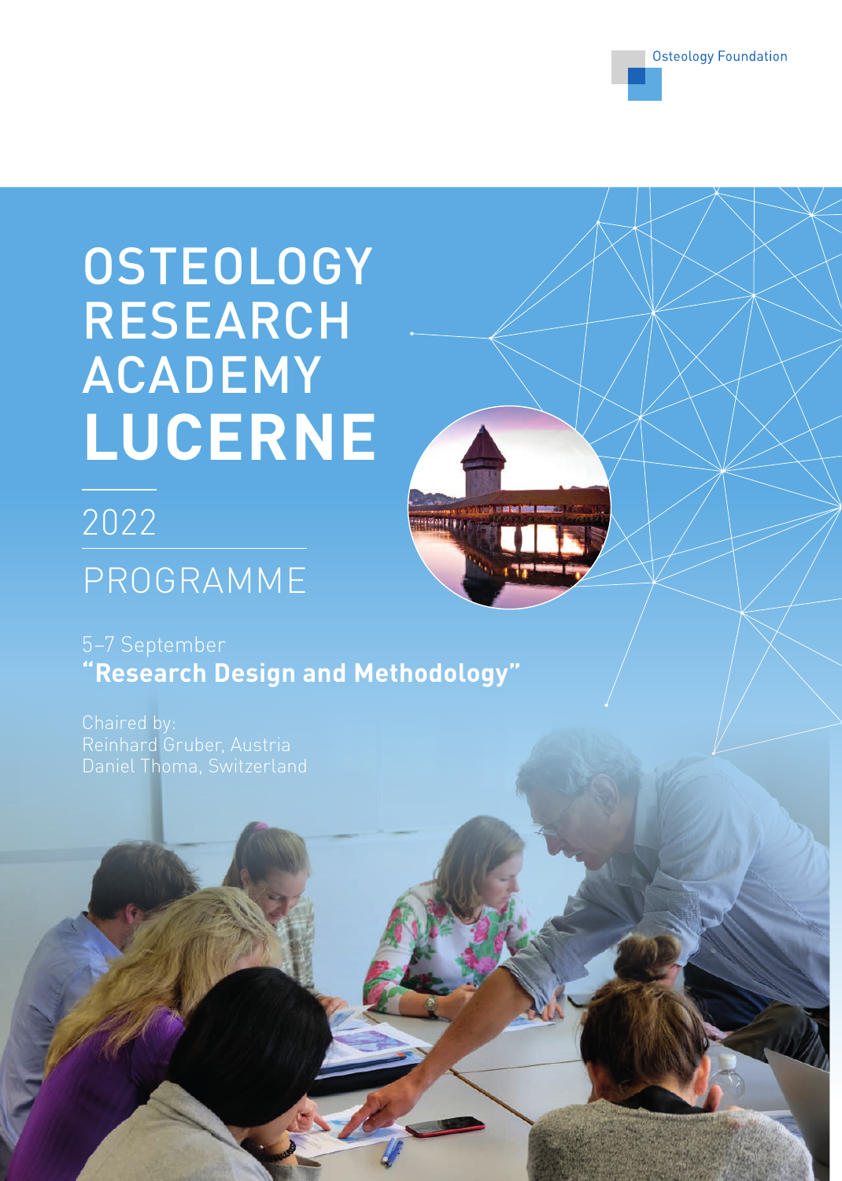Osteology Foundation

# OSTEOLOGY RESEARCH ACADEMY LUCERNE

2022

PROGRAMME

5–7 September
**"Research Design and Methodology"**

Chaired by:
Reinhard Gruber, Austria
Daniel Thoma, Switzerland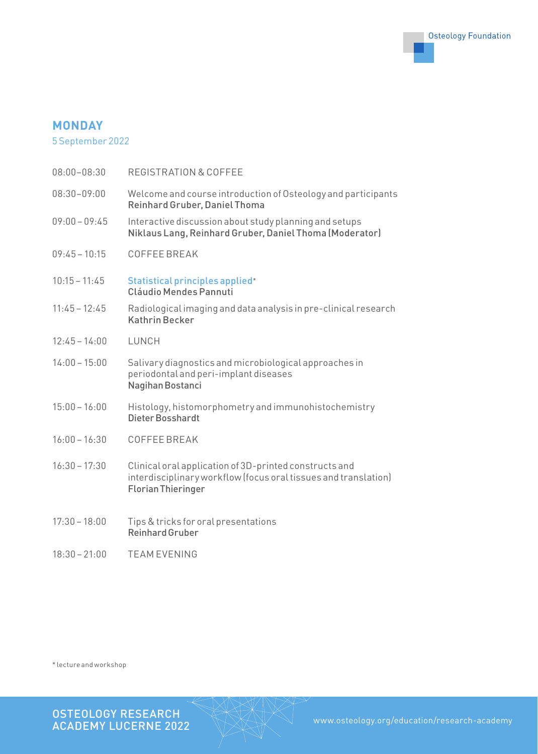## MONDAY

5 September 2022

| | |
|---|---|
| 08:00–08:30 | REGISTRATION & COFFEE |
| 08:30–09:00 | Welcome and course introduction of Osteology and participants<br>**Reinhard Gruber, Daniel Thoma** |
| 09:00 – 09:45 | Interactive discussion about study planning and setups<br>**Niklaus Lang, Reinhard Gruber, Daniel Thoma (Moderator)** |
| 09:45 – 10:15 | COFFEE BREAK |
| 10:15 – 11:45 | **Statistical principles applied*** <br>**Cláudio Mendes Pannuti** |
| 11:45 – 12:45 | Radiological imaging and data analysis in pre-clinical research<br>**Kathrin Becker** |
| 12:45 – 14:00 | LUNCH |
| 14:00 – 15:00 | Salivary diagnostics and microbiological approaches in periodontal and peri-implant diseases<br>**Nagihan Bostanci** |
| 15:00 – 16:00 | Histology, histomorphometry and immunohistochemistry<br>**Dieter Bosshardt** |
| 16:00 – 16:30 | COFFEE BREAK |
| 16:30 – 17:30 | Clinical oral application of 3D-printed constructs and interdisciplinary workflow (focus oral tissues and translation)<br>**Florian Thieringer** |
| 17:30 – 18:00 | Tips & tricks for oral presentations<br>**Reinhard Gruber** |
| 18:30 – 21:00 | TEAM EVENING |

* lecture and workshop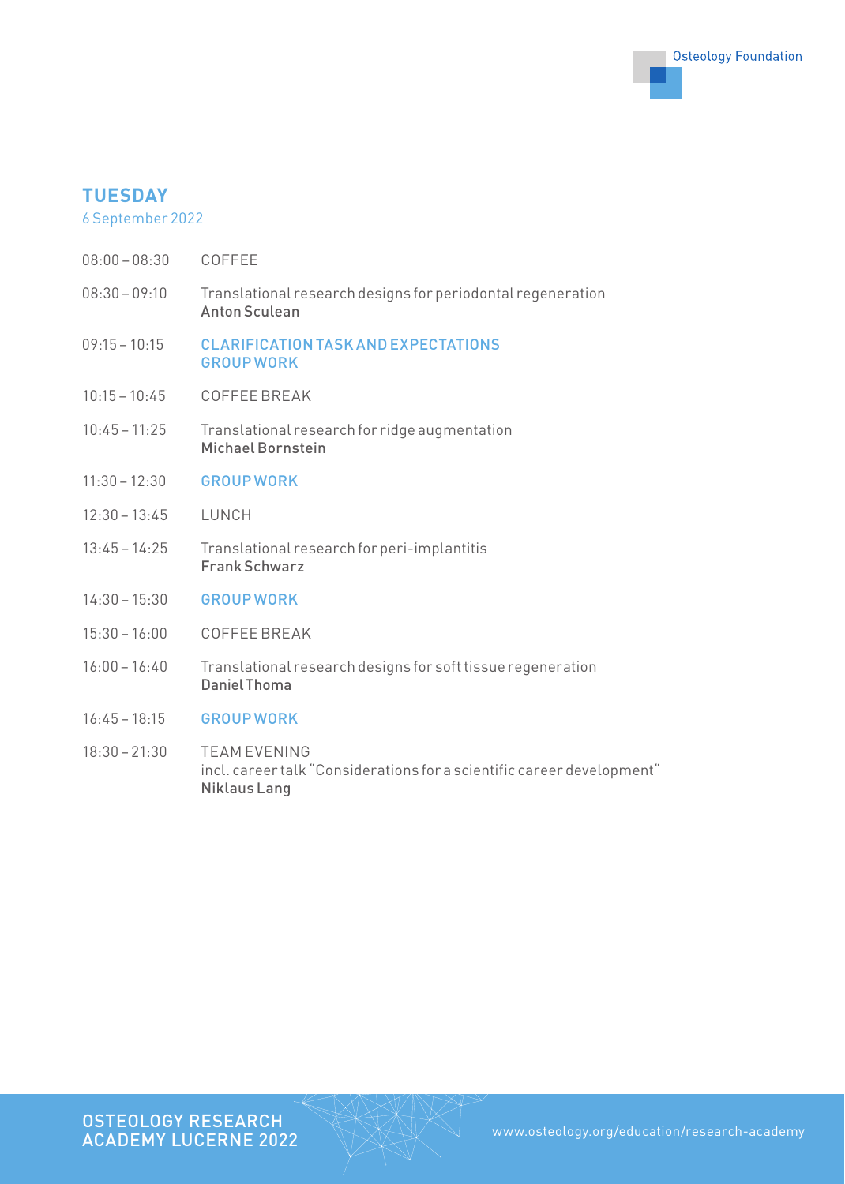## TUESDAY

6 September 2022

| | |
|---|---|
| 08:00 – 08:30 | COFFEE |
| 08:30 – 09:10 | Translational research designs for periodontal regeneration<br>**Anton Sculean** |
| 09:15 – 10:15 | CLARIFICATION TASK AND EXPECTATIONS<br>GROUP WORK |
| 10:15 – 10:45 | COFFEE BREAK |
| 10:45 – 11:25 | Translational research for ridge augmentation<br>**Michael Bornstein** |
| 11:30 – 12:30 | GROUP WORK |
| 12:30 – 13:45 | LUNCH |
| 13:45 – 14:25 | Translational research for peri-implantitis<br>**Frank Schwarz** |
| 14:30 – 15:30 | GROUP WORK |
| 15:30 – 16:00 | COFFEE BREAK |
| 16:00 – 16:40 | Translational research designs for soft tissue regeneration<br>**Daniel Thoma** |
| 16:45 – 18:15 | GROUP WORK |
| 18:30 – 21:30 | TEAM EVENING<br>incl. career talk "Considerations for a scientific career development"<br>**Niklaus Lang** |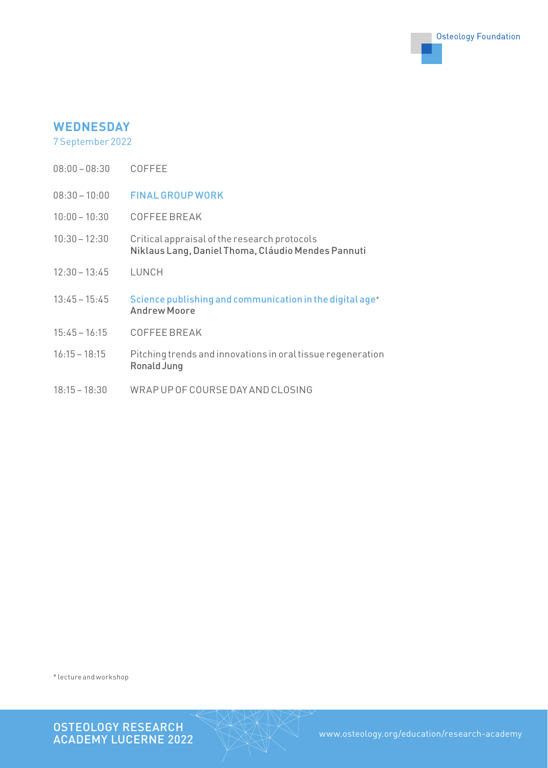## WEDNESDAY

7 September 2022

| | |
|---|---|
| 08:00 – 08:30 | COFFEE |
| 08:30 – 10:00 | FINAL GROUP WORK |
| 10:00 – 10:30 | COFFEE BREAK |
| 10:30 – 12:30 | Critical appraisal of the research protocols<br>**Niklaus Lang, Daniel Thoma, Cláudio Mendes Pannuti** |
| 12:30 – 13:45 | LUNCH |
| 13:45 – 15:45 | Science publishing and communication in the digital age*<br>**Andrew Moore** |
| 15:45 – 16:15 | COFFEE BREAK |
| 16:15 – 18:15 | Pitching trends and innovations in oral tissue regeneration<br>**Ronald Jung** |
| 18:15 – 18:30 | WRAP UP OF COURSE DAY AND CLOSING |

* lecture and workshop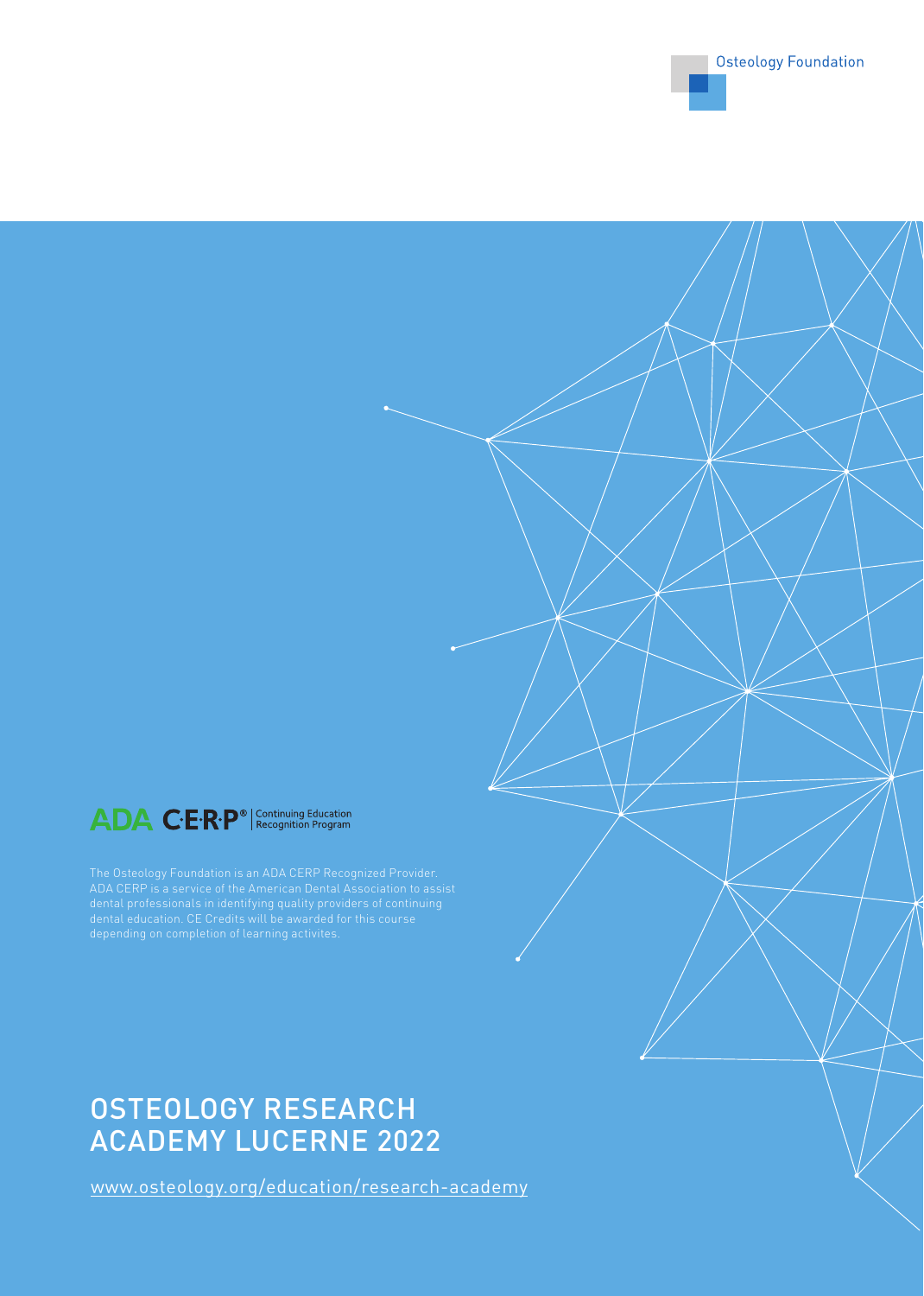Osteology Foundation

ADA C·E·R·P® | Continuing Education Recognition Program

The Osteology Foundation is an ADA CERP Recognized Provider. ADA CERP is a service of the American Dental Association to assist dental professionals in identifying quality providers of continuing dental education. CE Credits will be awarded for this course depending on completion of learning activites.

# OSTEOLOGY RESEARCH ACADEMY LUCERNE 2022

www.osteology.org/education/research-academy